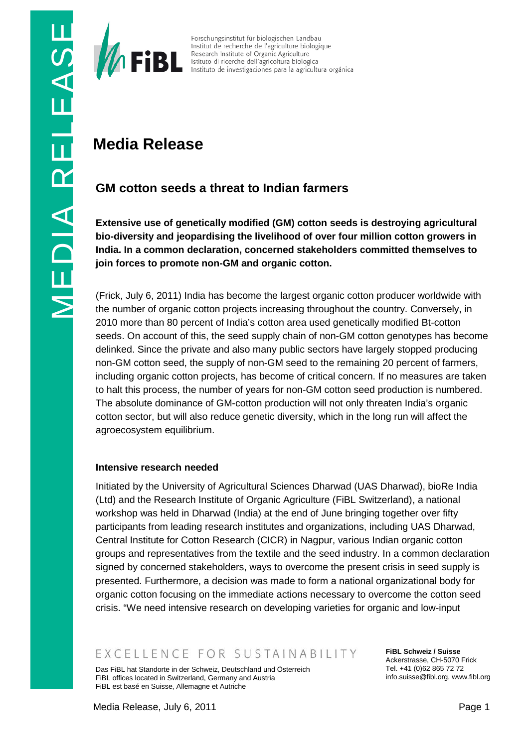Forschungsinstitut für biologischen Landbau
Institut de recherche de l'agriculture biologique
Research Institute of Organic Agriculture
Istituto di ricerche dell'agricoltura biologica
Instituto de investigaciones para la agricultura orgánica

# Media Release

## GM cotton seeds a threat to Indian farmers

**Extensive use of genetically modified (GM) cotton seeds is destroying agricultural bio-diversity and jeopardising the livelihood of over four million cotton growers in India. In a common declaration, concerned stakeholders committed themselves to join forces to promote non-GM and organic cotton.**

(Frick, July 6, 2011) India has become the largest organic cotton producer worldwide with the number of organic cotton projects increasing throughout the country. Conversely, in 2010 more than 80 percent of India's cotton area used genetically modified Bt-cotton seeds. On account of this, the seed supply chain of non-GM cotton genotypes has become delinked. Since the private and also many public sectors have largely stopped producing non-GM cotton seed, the supply of non-GM seed to the remaining 20 percent of farmers, including organic cotton projects, has become of critical concern. If no measures are taken to halt this process, the number of years for non-GM cotton seed production is numbered. The absolute dominance of GM-cotton production will not only threaten India's organic cotton sector, but will also reduce genetic diversity, which in the long run will affect the agroecosystem equilibrium.

### Intensive research needed

Initiated by the University of Agricultural Sciences Dharwad (UAS Dharwad), bioRe India (Ltd) and the Research Institute of Organic Agriculture (FiBL Switzerland), a national workshop was held in Dharwad (India) at the end of June bringing together over fifty participants from leading research institutes and organizations, including UAS Dharwad, Central Institute for Cotton Research (CICR) in Nagpur, various Indian organic cotton groups and representatives from the textile and the seed industry. In a common declaration signed by concerned stakeholders, ways to overcome the present crisis in seed supply is presented. Furthermore, a decision was made to form a national organizational body for organic cotton focusing on the immediate actions necessary to overcome the cotton seed crisis. "We need intensive research on developing varieties for organic and low-input

EXCELLENCE FOR SUSTAINABILITY

Das FiBL hat Standorte in der Schweiz, Deutschland und Österreich
FiBL offices located in Switzerland, Germany and Austria
FiBL est basé en Suisse, Allemagne et Autriche

**FiBL Schweiz / Suisse**
Ackerstrasse, CH-5070 Frick
Tel. +41 (0)62 865 72 72
info.suisse@fibl.org, www.fibl.org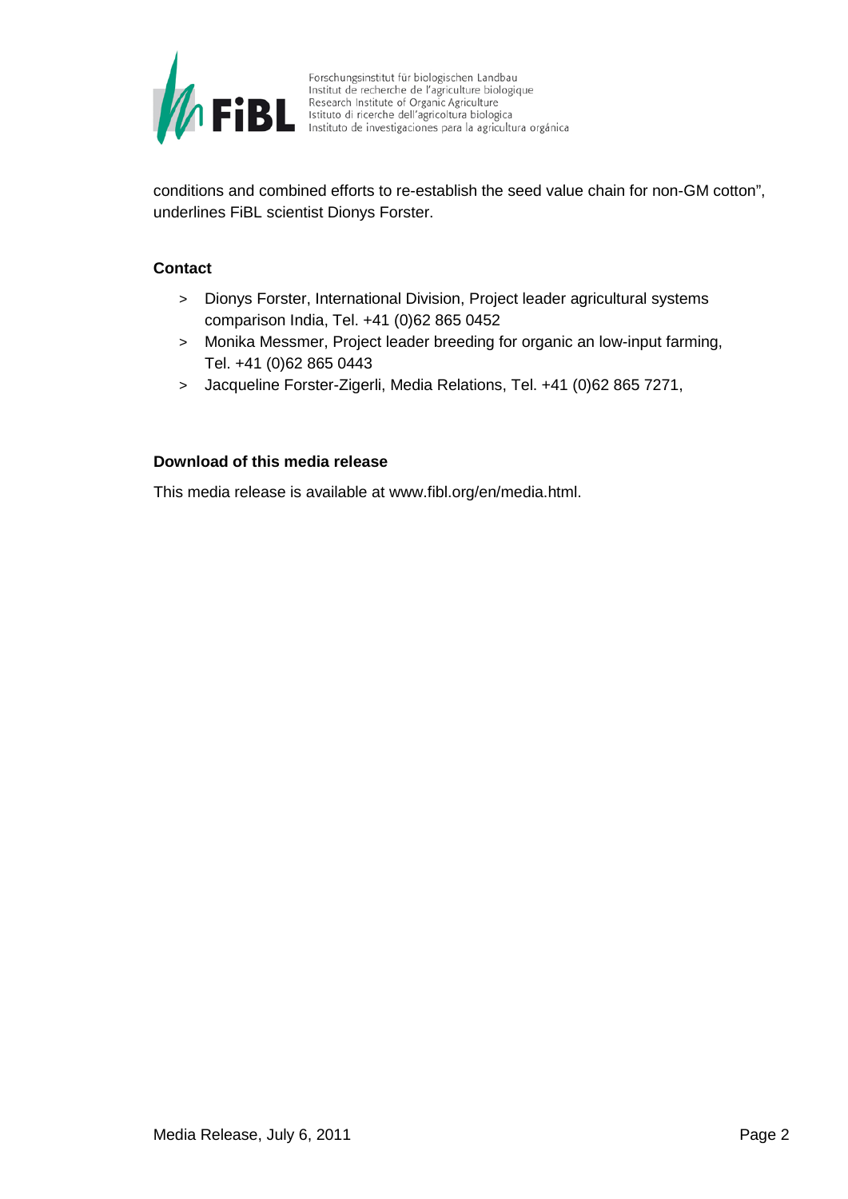conditions and combined efforts to re-establish the seed value chain for non-GM cotton", underlines FiBL scientist Dionys Forster.

**Contact**

- Dionys Forster, International Division, Project leader agricultural systems comparison India, Tel. +41 (0)62 865 0452
- Monika Messmer, Project leader breeding for organic an low-input farming, Tel. +41 (0)62 865 0443
- Jacqueline Forster-Zigerli, Media Relations, Tel. +41 (0)62 865 7271,

**Download of this media release**

This media release is available at www.fibl.org/en/media.html.